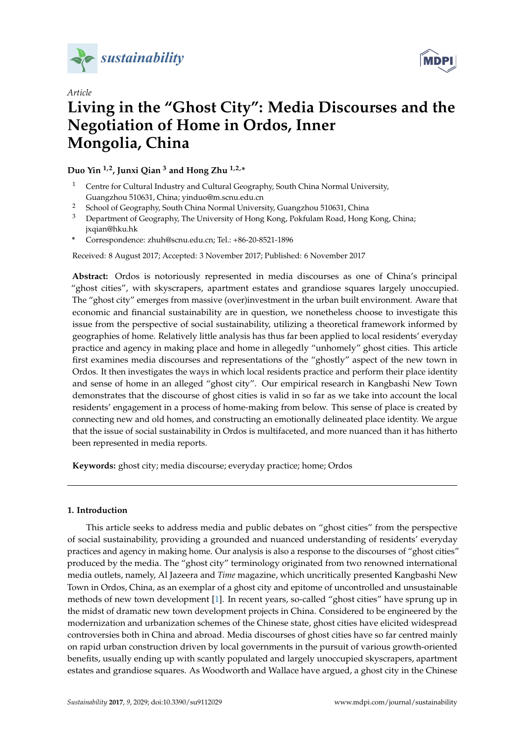*Article*

# Living in the "Ghost City": Media Discourses and the Negotiation of Home in Ordos, Inner Mongolia, China

**Duo Yin [1,2], Junxi Qian [3] and Hong Zhu [1,2,*]**

1. Centre for Cultural Industry and Cultural Geography, South China Normal University, Guangzhou 510631, China; yinduo@m.scnu.edu.cn
2. School of Geography, South China Normal University, Guangzhou 510631, China
3. Department of Geography, The University of Hong Kong, Pokfulam Road, Hong Kong, China; jxqian@hku.hk

\* Correspondence: zhuh@scnu.edu.cn; Tel.: +86-20-8521-1896

Received: 8 August 2017; Accepted: 3 November 2017; Published: 6 November 2017

**Abstract:** Ordos is notoriously represented in media discourses as one of China's principal "ghost cities", with skyscrapers, apartment estates and grandiose squares largely unoccupied. The "ghost city" emerges from massive (over)investment in the urban built environment. Aware that economic and financial sustainability are in question, we nonetheless choose to investigate this issue from the perspective of social sustainability, utilizing a theoretical framework informed by geographies of home. Relatively little analysis has thus far been applied to local residents' everyday practice and agency in making place and home in allegedly "unhomely" ghost cities. This article first examines media discourses and representations of the "ghostly" aspect of the new town in Ordos. It then investigates the ways in which local residents practice and perform their place identity and sense of home in an alleged "ghost city". Our empirical research in Kangbashi New Town demonstrates that the discourse of ghost cities is valid in so far as we take into account the local residents' engagement in a process of home-making from below. This sense of place is created by connecting new and old homes, and constructing an emotionally delineated place identity. We argue that the issue of social sustainability in Ordos is multifaceted, and more nuanced than it has hitherto been represented in media reports.

**Keywords:** ghost city; media discourse; everyday practice; home; Ordos

## 1. Introduction

This article seeks to address media and public debates on "ghost cities" from the perspective of social sustainability, providing a grounded and nuanced understanding of residents' everyday practices and agency in making home. Our analysis is also a response to the discourses of "ghost cities" produced by the media. The "ghost city" terminology originated from two renowned international media outlets, namely, Al Jazeera and *Time* magazine, which uncritically presented Kangbashi New Town in Ordos, China, as an exemplar of a ghost city and epitome of uncontrolled and unsustainable methods of new town development [1]. In recent years, so-called "ghost cities" have sprung up in the midst of dramatic new town development projects in China. Considered to be engineered by the modernization and urbanization schemes of the Chinese state, ghost cities have elicited widespread controversies both in China and abroad. Media discourses of ghost cities have so far centred mainly on rapid urban construction driven by local governments in the pursuit of various growth-oriented benefits, usually ending up with scantly populated and largely unoccupied skyscrapers, apartment estates and grandiose squares. As Woodworth and Wallace have argued, a ghost city in the Chinese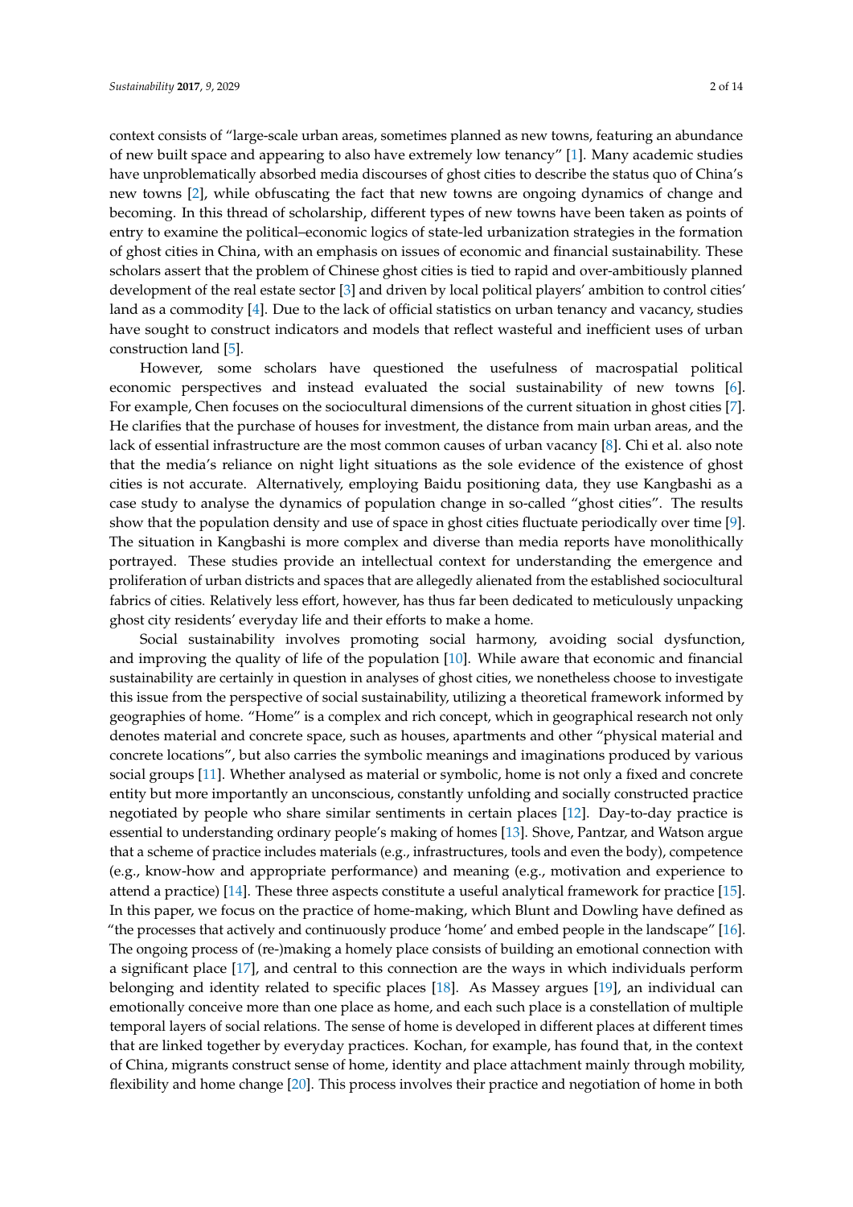context consists of "large-scale urban areas, sometimes planned as new towns, featuring an abundance of new built space and appearing to also have extremely low tenancy" [1]. Many academic studies have unproblematically absorbed media discourses of ghost cities to describe the status quo of China's new towns [2], while obfuscating the fact that new towns are ongoing dynamics of change and becoming. In this thread of scholarship, different types of new towns have been taken as points of entry to examine the political–economic logics of state-led urbanization strategies in the formation of ghost cities in China, with an emphasis on issues of economic and financial sustainability. These scholars assert that the problem of Chinese ghost cities is tied to rapid and over-ambitiously planned development of the real estate sector [3] and driven by local political players' ambition to control cities' land as a commodity [4]. Due to the lack of official statistics on urban tenancy and vacancy, studies have sought to construct indicators and models that reflect wasteful and inefficient uses of urban construction land [5].

However, some scholars have questioned the usefulness of macrospatial political economic perspectives and instead evaluated the social sustainability of new towns [6]. For example, Chen focuses on the sociocultural dimensions of the current situation in ghost cities [7]. He clarifies that the purchase of houses for investment, the distance from main urban areas, and the lack of essential infrastructure are the most common causes of urban vacancy [8]. Chi et al. also note that the media's reliance on night light situations as the sole evidence of the existence of ghost cities is not accurate. Alternatively, employing Baidu positioning data, they use Kangbashi as a case study to analyse the dynamics of population change in so-called "ghost cities". The results show that the population density and use of space in ghost cities fluctuate periodically over time [9]. The situation in Kangbashi is more complex and diverse than media reports have monolithically portrayed. These studies provide an intellectual context for understanding the emergence and proliferation of urban districts and spaces that are allegedly alienated from the established sociocultural fabrics of cities. Relatively less effort, however, has thus far been dedicated to meticulously unpacking ghost city residents' everyday life and their efforts to make a home.

Social sustainability involves promoting social harmony, avoiding social dysfunction, and improving the quality of life of the population [10]. While aware that economic and financial sustainability are certainly in question in analyses of ghost cities, we nonetheless choose to investigate this issue from the perspective of social sustainability, utilizing a theoretical framework informed by geographies of home. "Home" is a complex and rich concept, which in geographical research not only denotes material and concrete space, such as houses, apartments and other "physical material and concrete locations", but also carries the symbolic meanings and imaginations produced by various social groups [11]. Whether analysed as material or symbolic, home is not only a fixed and concrete entity but more importantly an unconscious, constantly unfolding and socially constructed practice negotiated by people who share similar sentiments in certain places [12]. Day-to-day practice is essential to understanding ordinary people's making of homes [13]. Shove, Pantzar, and Watson argue that a scheme of practice includes materials (e.g., infrastructures, tools and even the body), competence (e.g., know-how and appropriate performance) and meaning (e.g., motivation and experience to attend a practice) [14]. These three aspects constitute a useful analytical framework for practice [15]. In this paper, we focus on the practice of home-making, which Blunt and Dowling have defined as "the processes that actively and continuously produce 'home' and embed people in the landscape" [16]. The ongoing process of (re-)making a homely place consists of building an emotional connection with a significant place [17], and central to this connection are the ways in which individuals perform belonging and identity related to specific places [18]. As Massey argues [19], an individual can emotionally conceive more than one place as home, and each such place is a constellation of multiple temporal layers of social relations. The sense of home is developed in different places at different times that are linked together by everyday practices. Kochan, for example, has found that, in the context of China, migrants construct sense of home, identity and place attachment mainly through mobility, flexibility and home change [20]. This process involves their practice and negotiation of home in both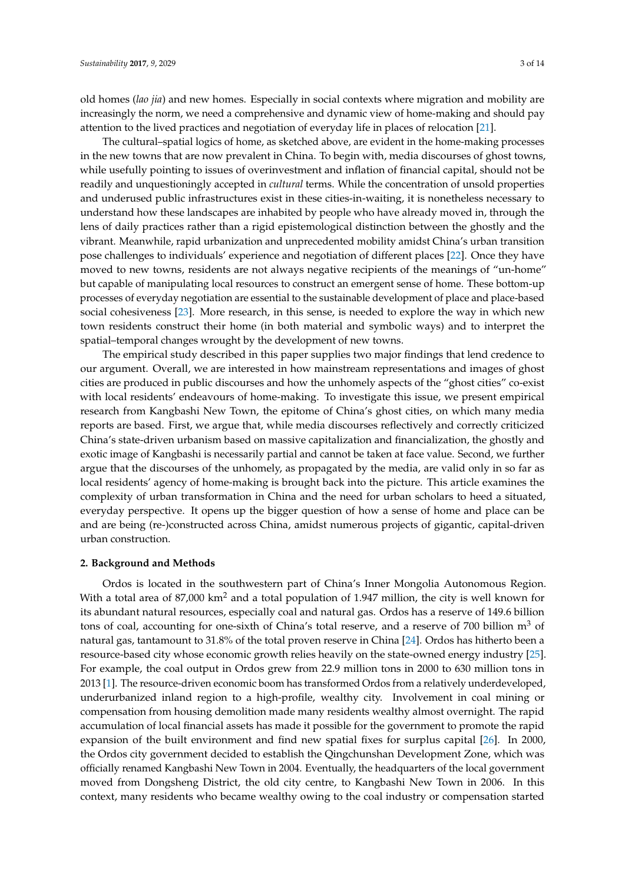old homes (*lao jia*) and new homes. Especially in social contexts where migration and mobility are increasingly the norm, we need a comprehensive and dynamic view of home-making and should pay attention to the lived practices and negotiation of everyday life in places of relocation [21].

The cultural–spatial logics of home, as sketched above, are evident in the home-making processes in the new towns that are now prevalent in China. To begin with, media discourses of ghost towns, while usefully pointing to issues of overinvestment and inflation of financial capital, should not be readily and unquestioningly accepted in *cultural* terms. While the concentration of unsold properties and underused public infrastructures exist in these cities-in-waiting, it is nonetheless necessary to understand how these landscapes are inhabited by people who have already moved in, through the lens of daily practices rather than a rigid epistemological distinction between the ghostly and the vibrant. Meanwhile, rapid urbanization and unprecedented mobility amidst China's urban transition pose challenges to individuals' experience and negotiation of different places [22]. Once they have moved to new towns, residents are not always negative recipients of the meanings of "un-home" but capable of manipulating local resources to construct an emergent sense of home. These bottom-up processes of everyday negotiation are essential to the sustainable development of place and place-based social cohesiveness [23]. More research, in this sense, is needed to explore the way in which new town residents construct their home (in both material and symbolic ways) and to interpret the spatial–temporal changes wrought by the development of new towns.

The empirical study described in this paper supplies two major findings that lend credence to our argument. Overall, we are interested in how mainstream representations and images of ghost cities are produced in public discourses and how the unhomely aspects of the "ghost cities" co-exist with local residents' endeavours of home-making. To investigate this issue, we present empirical research from Kangbashi New Town, the epitome of China's ghost cities, on which many media reports are based. First, we argue that, while media discourses reflectively and correctly criticized China's state-driven urbanism based on massive capitalization and financialization, the ghostly and exotic image of Kangbashi is necessarily partial and cannot be taken at face value. Second, we further argue that the discourses of the unhomely, as propagated by the media, are valid only in so far as local residents' agency of home-making is brought back into the picture. This article examines the complexity of urban transformation in China and the need for urban scholars to heed a situated, everyday perspective. It opens up the bigger question of how a sense of home and place can be and are being (re-)constructed across China, amidst numerous projects of gigantic, capital-driven urban construction.

## 2. Background and Methods

Ordos is located in the southwestern part of China's Inner Mongolia Autonomous Region. With a total area of 87,000 km$^2$ and a total population of 1.947 million, the city is well known for its abundant natural resources, especially coal and natural gas. Ordos has a reserve of 149.6 billion tons of coal, accounting for one-sixth of China's total reserve, and a reserve of 700 billion m$^3$ of natural gas, tantamount to 31.8% of the total proven reserve in China [24]. Ordos has hitherto been a resource-based city whose economic growth relies heavily on the state-owned energy industry [25]. For example, the coal output in Ordos grew from 22.9 million tons in 2000 to 630 million tons in 2013 [1]. The resource-driven economic boom has transformed Ordos from a relatively underdeveloped, underurbanized inland region to a high-profile, wealthy city. Involvement in coal mining or compensation from housing demolition made many residents wealthy almost overnight. The rapid accumulation of local financial assets has made it possible for the government to promote the rapid expansion of the built environment and find new spatial fixes for surplus capital [26]. In 2000, the Ordos city government decided to establish the Qingchunshan Development Zone, which was officially renamed Kangbashi New Town in 2004. Eventually, the headquarters of the local government moved from Dongsheng District, the old city centre, to Kangbashi New Town in 2006. In this context, many residents who became wealthy owing to the coal industry or compensation started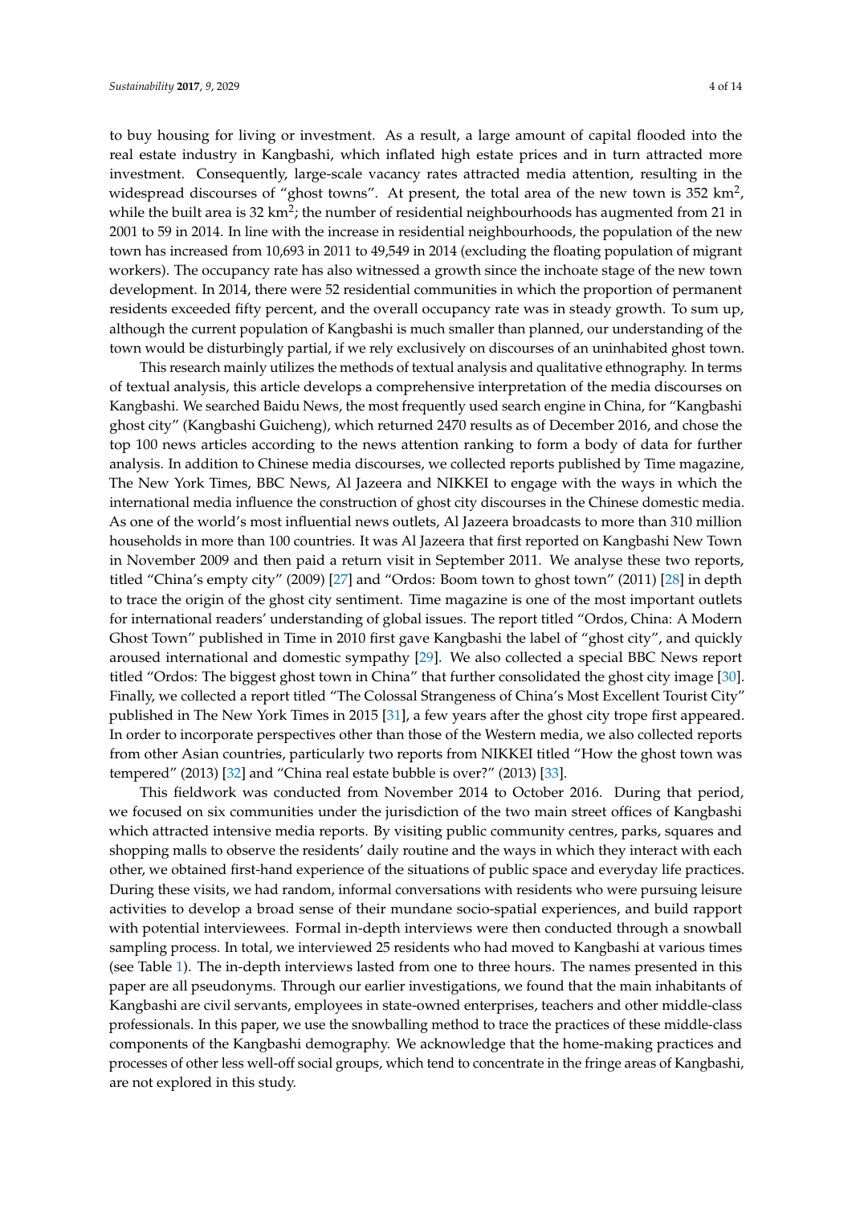to buy housing for living or investment. As a result, a large amount of capital flooded into the real estate industry in Kangbashi, which inflated high estate prices and in turn attracted more investment. Consequently, large-scale vacancy rates attracted media attention, resulting in the widespread discourses of "ghost towns". At present, the total area of the new town is 352 $km^2$, while the built area is 32 $km^2$; the number of residential neighbourhoods has augmented from 21 in 2001 to 59 in 2014. In line with the increase in residential neighbourhoods, the population of the new town has increased from 10,693 in 2011 to 49,549 in 2014 (excluding the floating population of migrant workers). The occupancy rate has also witnessed a growth since the inchoate stage of the new town development. In 2014, there were 52 residential communities in which the proportion of permanent residents exceeded fifty percent, and the overall occupancy rate was in steady growth. To sum up, although the current population of Kangbashi is much smaller than planned, our understanding of the town would be disturbingly partial, if we rely exclusively on discourses of an uninhabited ghost town.

This research mainly utilizes the methods of textual analysis and qualitative ethnography. In terms of textual analysis, this article develops a comprehensive interpretation of the media discourses on Kangbashi. We searched Baidu News, the most frequently used search engine in China, for "Kangbashi ghost city" (Kangbashi Guicheng), which returned 2470 results as of December 2016, and chose the top 100 news articles according to the news attention ranking to form a body of data for further analysis. In addition to Chinese media discourses, we collected reports published by Time magazine, The New York Times, BBC News, Al Jazeera and NIKKEI to engage with the ways in which the international media influence the construction of ghost city discourses in the Chinese domestic media. As one of the world's most influential news outlets, Al Jazeera broadcasts to more than 310 million households in more than 100 countries. It was Al Jazeera that first reported on Kangbashi New Town in November 2009 and then paid a return visit in September 2011. We analyse these two reports, titled "China's empty city" (2009) [27] and "Ordos: Boom town to ghost town" (2011) [28] in depth to trace the origin of the ghost city sentiment. Time magazine is one of the most important outlets for international readers' understanding of global issues. The report titled "Ordos, China: A Modern Ghost Town" published in Time in 2010 first gave Kangbashi the label of "ghost city", and quickly aroused international and domestic sympathy [29]. We also collected a special BBC News report titled "Ordos: The biggest ghost town in China" that further consolidated the ghost city image [30]. Finally, we collected a report titled "The Colossal Strangeness of China's Most Excellent Tourist City" published in The New York Times in 2015 [31], a few years after the ghost city trope first appeared. In order to incorporate perspectives other than those of the Western media, we also collected reports from other Asian countries, particularly two reports from NIKKEI titled "How the ghost town was tempered" (2013) [32] and "China real estate bubble is over?" (2013) [33].

This fieldwork was conducted from November 2014 to October 2016. During that period, we focused on six communities under the jurisdiction of the two main street offices of Kangbashi which attracted intensive media reports. By visiting public community centres, parks, squares and shopping malls to observe the residents' daily routine and the ways in which they interact with each other, we obtained first-hand experience of the situations of public space and everyday life practices. During these visits, we had random, informal conversations with residents who were pursuing leisure activities to develop a broad sense of their mundane socio-spatial experiences, and build rapport with potential interviewees. Formal in-depth interviews were then conducted through a snowball sampling process. In total, we interviewed 25 residents who had moved to Kangbashi at various times (see Table 1). The in-depth interviews lasted from one to three hours. The names presented in this paper are all pseudonyms. Through our earlier investigations, we found that the main inhabitants of Kangbashi are civil servants, employees in state-owned enterprises, teachers and other middle-class professionals. In this paper, we use the snowballing method to trace the practices of these middle-class components of the Kangbashi demography. We acknowledge that the home-making practices and processes of other less well-off social groups, which tend to concentrate in the fringe areas of Kangbashi, are not explored in this study.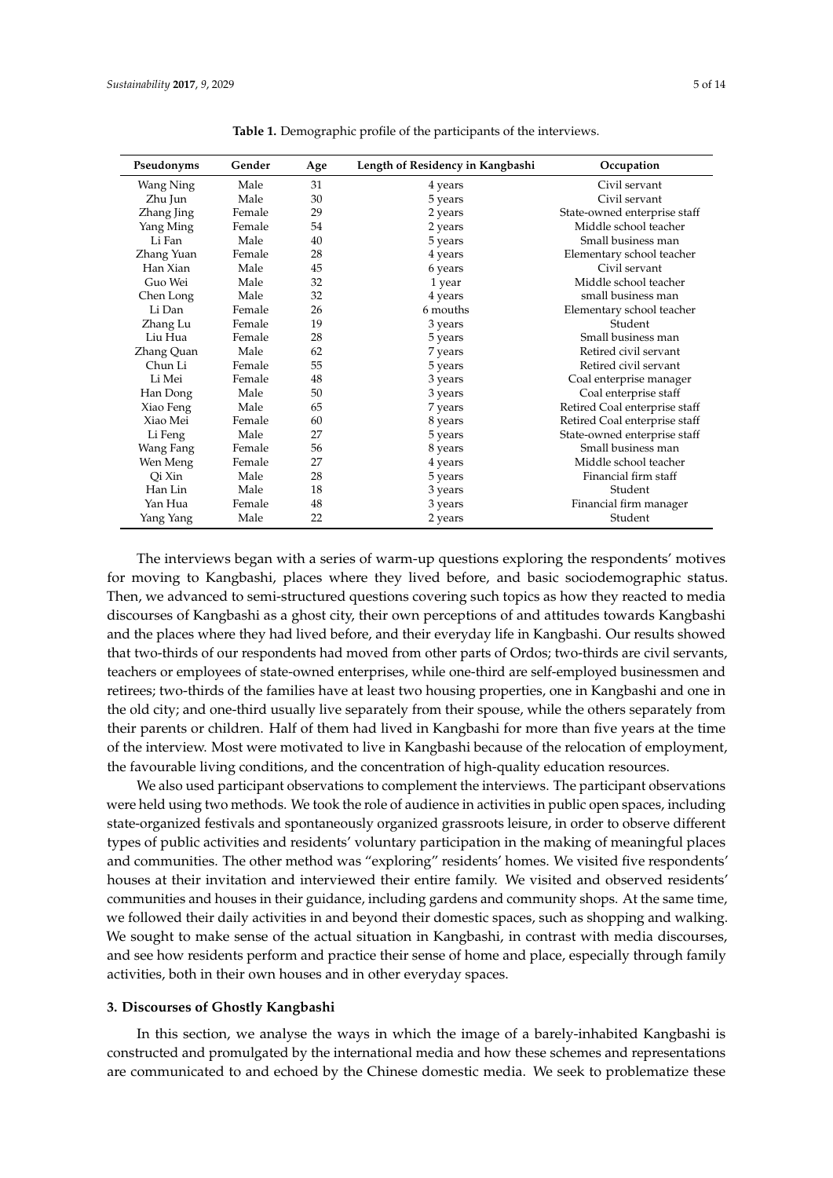**Table 1.** Demographic profile of the participants of the interviews.

| Pseudonyms | Gender | Age | Length of Residency in Kangbashi | Occupation |
| --- | --- | --- | --- | --- |
| Wang Ning | Male | 31 | 4 years | Civil servant |
| Zhu Jun | Male | 30 | 5 years | Civil servant |
| Zhang Jing | Female | 29 | 2 years | State-owned enterprise staff |
| Yang Ming | Female | 54 | 2 years | Middle school teacher |
| Li Fan | Male | 40 | 5 years | Small business man |
| Zhang Yuan | Female | 28 | 4 years | Elementary school teacher |
| Han Xian | Male | 45 | 6 years | Civil servant |
| Guo Wei | Male | 32 | 1 year | Middle school teacher |
| Chen Long | Male | 32 | 4 years | small business man |
| Li Dan | Female | 26 | 6 mouths | Elementary school teacher |
| Zhang Lu | Female | 19 | 3 years | Student |
| Liu Hua | Female | 28 | 5 years | Small business man |
| Zhang Quan | Male | 62 | 7 years | Retired civil servant |
| Chun Li | Female | 55 | 5 years | Retired civil servant |
| Li Mei | Female | 48 | 3 years | Coal enterprise manager |
| Han Dong | Male | 50 | 3 years | Coal enterprise staff |
| Xiao Feng | Male | 65 | 7 years | Retired Coal enterprise staff |
| Xiao Mei | Female | 60 | 8 years | Retired Coal enterprise staff |
| Li Feng | Male | 27 | 5 years | State-owned enterprise staff |
| Wang Fang | Female | 56 | 8 years | Small business man |
| Wen Meng | Female | 27 | 4 years | Middle school teacher |
| Qi Xin | Male | 28 | 5 years | Financial firm staff |
| Han Lin | Male | 18 | 3 years | Student |
| Yan Hua | Female | 48 | 3 years | Financial firm manager |
| Yang Yang | Male | 22 | 2 years | Student |

The interviews began with a series of warm-up questions exploring the respondents' motives for moving to Kangbashi, places where they lived before, and basic sociodemographic status. Then, we advanced to semi-structured questions covering such topics as how they reacted to media discourses of Kangbashi as a ghost city, their own perceptions of and attitudes towards Kangbashi and the places where they had lived before, and their everyday life in Kangbashi. Our results showed that two-thirds of our respondents had moved from other parts of Ordos; two-thirds are civil servants, teachers or employees of state-owned enterprises, while one-third are self-employed businessmen and retirees; two-thirds of the families have at least two housing properties, one in Kangbashi and one in the old city; and one-third usually live separately from their spouse, while the others separately from their parents or children. Half of them had lived in Kangbashi for more than five years at the time of the interview. Most were motivated to live in Kangbashi because of the relocation of employment, the favourable living conditions, and the concentration of high-quality education resources.

We also used participant observations to complement the interviews. The participant observations were held using two methods. We took the role of audience in activities in public open spaces, including state-organized festivals and spontaneously organized grassroots leisure, in order to observe different types of public activities and residents' voluntary participation in the making of meaningful places and communities. The other method was "exploring" residents' homes. We visited five respondents' houses at their invitation and interviewed their entire family. We visited and observed residents' communities and houses in their guidance, including gardens and community shops. At the same time, we followed their daily activities in and beyond their domestic spaces, such as shopping and walking. We sought to make sense of the actual situation in Kangbashi, in contrast with media discourses, and see how residents perform and practice their sense of home and place, especially through family activities, both in their own houses and in other everyday spaces.

### 3. Discourses of Ghostly Kangbashi

In this section, we analyse the ways in which the image of a barely-inhabited Kangbashi is constructed and promulgated by the international media and how these schemes and representations are communicated to and echoed by the Chinese domestic media. We seek to problematize these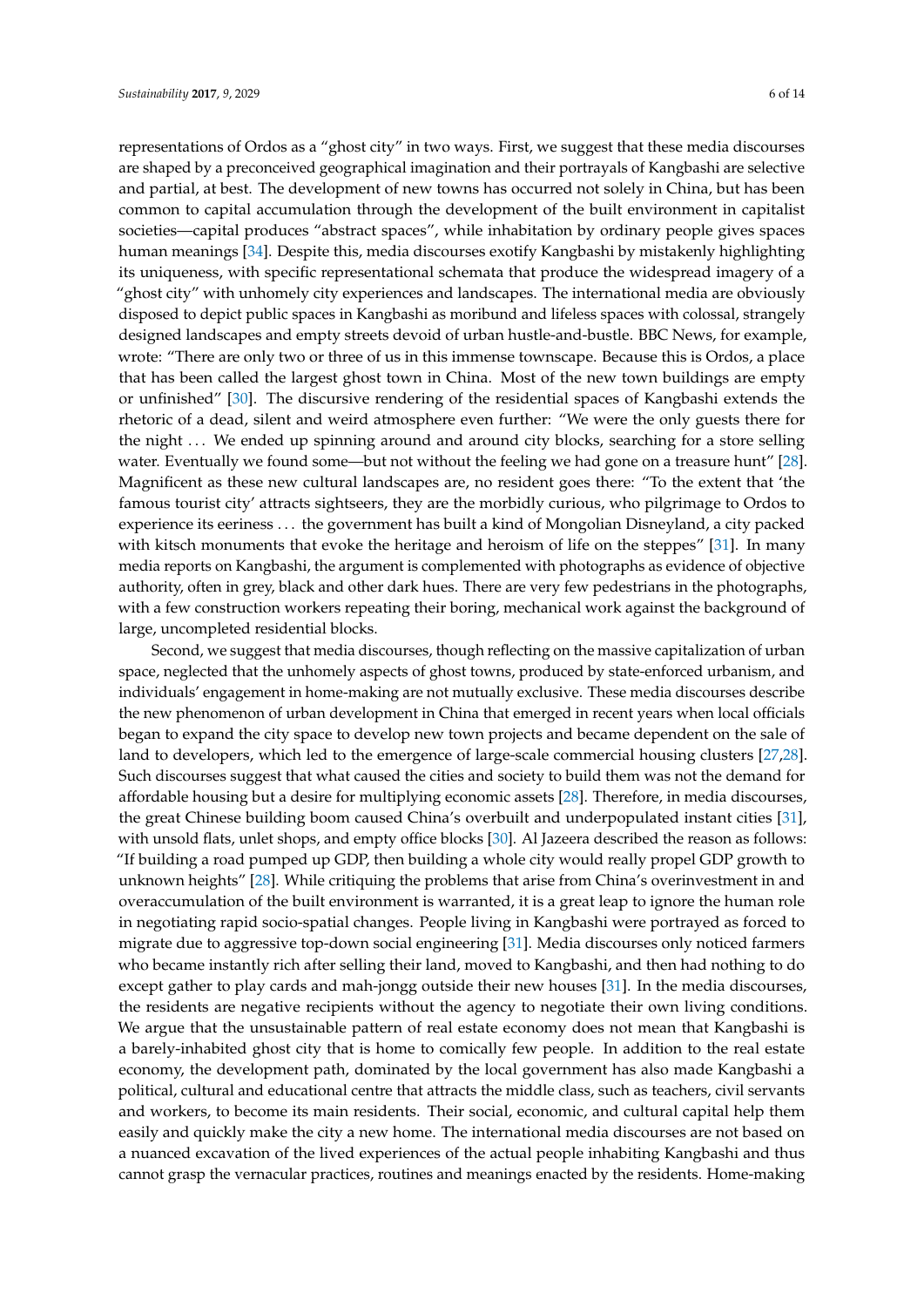representations of Ordos as a "ghost city" in two ways. First, we suggest that these media discourses are shaped by a preconceived geographical imagination and their portrayals of Kangbashi are selective and partial, at best. The development of new towns has occurred not solely in China, but has been common to capital accumulation through the development of the built environment in capitalist societies—capital produces "abstract spaces", while inhabitation by ordinary people gives spaces human meanings [34]. Despite this, media discourses exotify Kangbashi by mistakenly highlighting its uniqueness, with specific representational schemata that produce the widespread imagery of a "ghost city" with unhomely city experiences and landscapes. The international media are obviously disposed to depict public spaces in Kangbashi as moribund and lifeless spaces with colossal, strangely designed landscapes and empty streets devoid of urban hustle-and-bustle. BBC News, for example, wrote: "There are only two or three of us in this immense townscape. Because this is Ordos, a place that has been called the largest ghost town in China. Most of the new town buildings are empty or unfinished" [30]. The discursive rendering of the residential spaces of Kangbashi extends the rhetoric of a dead, silent and weird atmosphere even further: "We were the only guests there for the night ... We ended up spinning around and around city blocks, searching for a store selling water. Eventually we found some—but not without the feeling we had gone on a treasure hunt" [28]. Magnificent as these new cultural landscapes are, no resident goes there: "To the extent that 'the famous tourist city' attracts sightseers, they are the morbidly curious, who pilgrimage to Ordos to experience its eeriness ... the government has built a kind of Mongolian Disneyland, a city packed with kitsch monuments that evoke the heritage and heroism of life on the steppes" [31]. In many media reports on Kangbashi, the argument is complemented with photographs as evidence of objective authority, often in grey, black and other dark hues. There are very few pedestrians in the photographs, with a few construction workers repeating their boring, mechanical work against the background of large, uncompleted residential blocks.

Second, we suggest that media discourses, though reflecting on the massive capitalization of urban space, neglected that the unhomely aspects of ghost towns, produced by state-enforced urbanism, and individuals' engagement in home-making are not mutually exclusive. These media discourses describe the new phenomenon of urban development in China that emerged in recent years when local officials began to expand the city space to develop new town projects and became dependent on the sale of land to developers, which led to the emergence of large-scale commercial housing clusters [27,28]. Such discourses suggest that what caused the cities and society to build them was not the demand for affordable housing but a desire for multiplying economic assets [28]. Therefore, in media discourses, the great Chinese building boom caused China's overbuilt and underpopulated instant cities [31], with unsold flats, unlet shops, and empty office blocks [30]. Al Jazeera described the reason as follows: "If building a road pumped up GDP, then building a whole city would really propel GDP growth to unknown heights" [28]. While critiquing the problems that arise from China's overinvestment in and overaccumulation of the built environment is warranted, it is a great leap to ignore the human role in negotiating rapid socio-spatial changes. People living in Kangbashi were portrayed as forced to migrate due to aggressive top-down social engineering [31]. Media discourses only noticed farmers who became instantly rich after selling their land, moved to Kangbashi, and then had nothing to do except gather to play cards and mah-jongg outside their new houses [31]. In the media discourses, the residents are negative recipients without the agency to negotiate their own living conditions. We argue that the unsustainable pattern of real estate economy does not mean that Kangbashi is a barely-inhabited ghost city that is home to comically few people. In addition to the real estate economy, the development path, dominated by the local government has also made Kangbashi a political, cultural and educational centre that attracts the middle class, such as teachers, civil servants and workers, to become its main residents. Their social, economic, and cultural capital help them easily and quickly make the city a new home. The international media discourses are not based on a nuanced excavation of the lived experiences of the actual people inhabiting Kangbashi and thus cannot grasp the vernacular practices, routines and meanings enacted by the residents. Home-making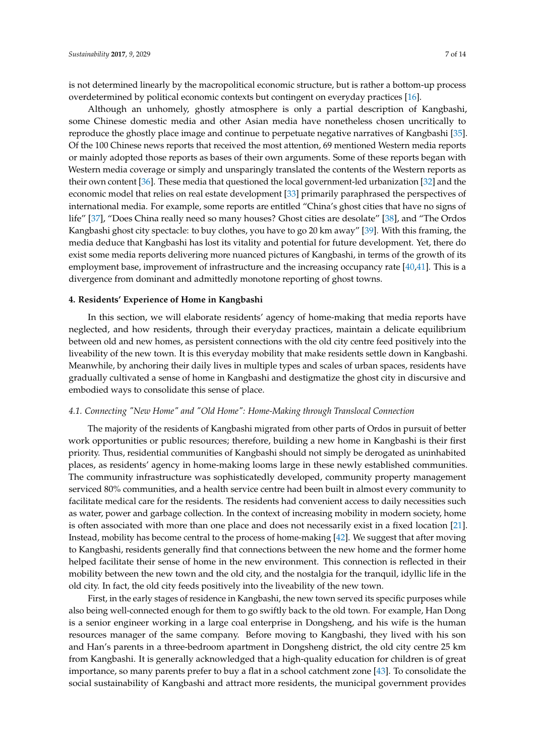is not determined linearly by the macropolitical economic structure, but is rather a bottom-up process overdetermined by political economic contexts but contingent on everyday practices [16].

Although an unhomely, ghostly atmosphere is only a partial description of Kangbashi, some Chinese domestic media and other Asian media have nonetheless chosen uncritically to reproduce the ghostly place image and continue to perpetuate negative narratives of Kangbashi [35]. Of the 100 Chinese news reports that received the most attention, 69 mentioned Western media reports or mainly adopted those reports as bases of their own arguments. Some of these reports began with Western media coverage or simply and unsparingly translated the contents of the Western reports as their own content [36]. These media that questioned the local government-led urbanization [32] and the economic model that relies on real estate development [33] primarily paraphrased the perspectives of international media. For example, some reports are entitled "China's ghost cities that have no signs of life" [37], "Does China really need so many houses? Ghost cities are desolate" [38], and "The Ordos Kangbashi ghost city spectacle: to buy clothes, you have to go 20 km away" [39]. With this framing, the media deduce that Kangbashi has lost its vitality and potential for future development. Yet, there do exist some media reports delivering more nuanced pictures of Kangbashi, in terms of the growth of its employment base, improvement of infrastructure and the increasing occupancy rate [40,41]. This is a divergence from dominant and admittedly monotone reporting of ghost towns.

## 4. Residents' Experience of Home in Kangbashi

In this section, we will elaborate residents' agency of home-making that media reports have neglected, and how residents, through their everyday practices, maintain a delicate equilibrium between old and new homes, as persistent connections with the old city centre feed positively into the liveability of the new town. It is this everyday mobility that make residents settle down in Kangbashi. Meanwhile, by anchoring their daily lives in multiple types and scales of urban spaces, residents have gradually cultivated a sense of home in Kangbashi and destigmatize the ghost city in discursive and embodied ways to consolidate this sense of place.

### *4.1. Connecting "New Home" and "Old Home": Home-Making through Translocal Connection*

The majority of the residents of Kangbashi migrated from other parts of Ordos in pursuit of better work opportunities or public resources; therefore, building a new home in Kangbashi is their first priority. Thus, residential communities of Kangbashi should not simply be derogated as uninhabited places, as residents' agency in home-making looms large in these newly established communities. The community infrastructure was sophisticatedly developed, community property management serviced 80% communities, and a health service centre had been built in almost every community to facilitate medical care for the residents. The residents had convenient access to daily necessities such as water, power and garbage collection. In the context of increasing mobility in modern society, home is often associated with more than one place and does not necessarily exist in a fixed location [21]. Instead, mobility has become central to the process of home-making [42]. We suggest that after moving to Kangbashi, residents generally find that connections between the new home and the former home helped facilitate their sense of home in the new environment. This connection is reflected in their mobility between the new town and the old city, and the nostalgia for the tranquil, idyllic life in the old city. In fact, the old city feeds positively into the liveability of the new town.

First, in the early stages of residence in Kangbashi, the new town served its specific purposes while also being well-connected enough for them to go swiftly back to the old town. For example, Han Dong is a senior engineer working in a large coal enterprise in Dongsheng, and his wife is the human resources manager of the same company. Before moving to Kangbashi, they lived with his son and Han's parents in a three-bedroom apartment in Dongsheng district, the old city centre 25 km from Kangbashi. It is generally acknowledged that a high-quality education for children is of great importance, so many parents prefer to buy a flat in a school catchment zone [43]. To consolidate the social sustainability of Kangbashi and attract more residents, the municipal government provides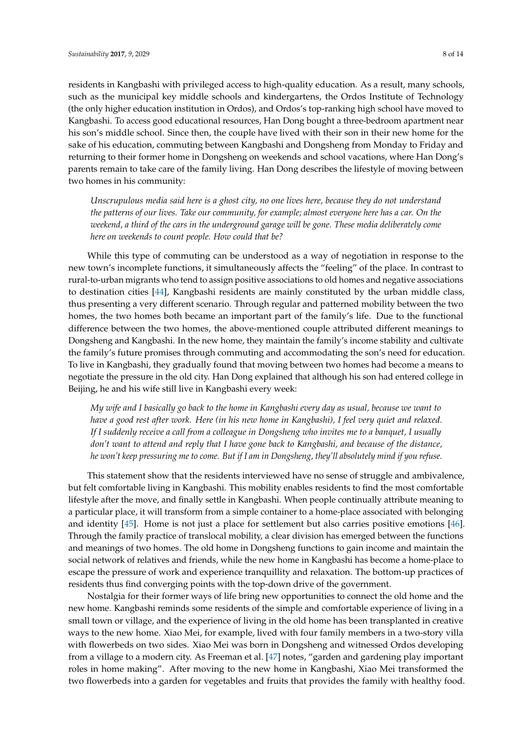residents in Kangbashi with privileged access to high-quality education. As a result, many schools, such as the municipal key middle schools and kindergartens, the Ordos Institute of Technology (the only higher education institution in Ordos), and Ordos's top-ranking high school have moved to Kangbashi. To access good educational resources, Han Dong bought a three-bedroom apartment near his son's middle school. Since then, the couple have lived with their son in their new home for the sake of his education, commuting between Kangbashi and Dongsheng from Monday to Friday and returning to their former home in Dongsheng on weekends and school vacations, where Han Dong's parents remain to take care of the family living. Han Dong describes the lifestyle of moving between two homes in his community:

> *Unscrupulous media said here is a ghost city, no one lives here, because they do not understand the patterns of our lives. Take our community, for example; almost everyone here has a car. On the weekend, a third of the cars in the underground garage will be gone. These media deliberately come here on weekends to count people. How could that be?*

While this type of commuting can be understood as a way of negotiation in response to the new town's incomplete functions, it simultaneously affects the "feeling" of the place. In contrast to rural-to-urban migrants who tend to assign positive associations to old homes and negative associations to destination cities [44], Kangbashi residents are mainly constituted by the urban middle class, thus presenting a very different scenario. Through regular and patterned mobility between the two homes, the two homes both became an important part of the family's life. Due to the functional difference between the two homes, the above-mentioned couple attributed different meanings to Dongsheng and Kangbashi. In the new home, they maintain the family's income stability and cultivate the family's future promises through commuting and accommodating the son's need for education. To live in Kangbashi, they gradually found that moving between two homes had become a means to negotiate the pressure in the old city. Han Dong explained that although his son had entered college in Beijing, he and his wife still live in Kangbashi every week:

> *My wife and I basically go back to the home in Kangbashi every day as usual, because we want to have a good rest after work. Here (in his new home in Kangbashi), I feel very quiet and relaxed. If I suddenly receive a call from a colleague in Dongsheng who invites me to a banquet, I usually don't want to attend and reply that I have gone back to Kangbashi, and because of the distance, he won't keep pressuring me to come. But if I am in Dongsheng, they'll absolutely mind if you refuse.*

This statement show that the residents interviewed have no sense of struggle and ambivalence, but felt comfortable living in Kangbashi. This mobility enables residents to find the most comfortable lifestyle after the move, and finally settle in Kangbashi. When people continually attribute meaning to a particular place, it will transform from a simple container to a home-place associated with belonging and identity [45]. Home is not just a place for settlement but also carries positive emotions [46]. Through the family practice of translocal mobility, a clear division has emerged between the functions and meanings of two homes. The old home in Dongsheng functions to gain income and maintain the social network of relatives and friends, while the new home in Kangbashi has become a home-place to escape the pressure of work and experience tranquillity and relaxation. The bottom-up practices of residents thus find converging points with the top-down drive of the government.

Nostalgia for their former ways of life bring new opportunities to connect the old home and the new home. Kangbashi reminds some residents of the simple and comfortable experience of living in a small town or village, and the experience of living in the old home has been transplanted in creative ways to the new home. Xiao Mei, for example, lived with four family members in a two-story villa with flowerbeds on two sides. Xiao Mei was born in Dongsheng and witnessed Ordos developing from a village to a modern city. As Freeman et al. [47] notes, "garden and gardening play important roles in home making". After moving to the new home in Kangbashi, Xiao Mei transformed the two flowerbeds into a garden for vegetables and fruits that provides the family with healthy food.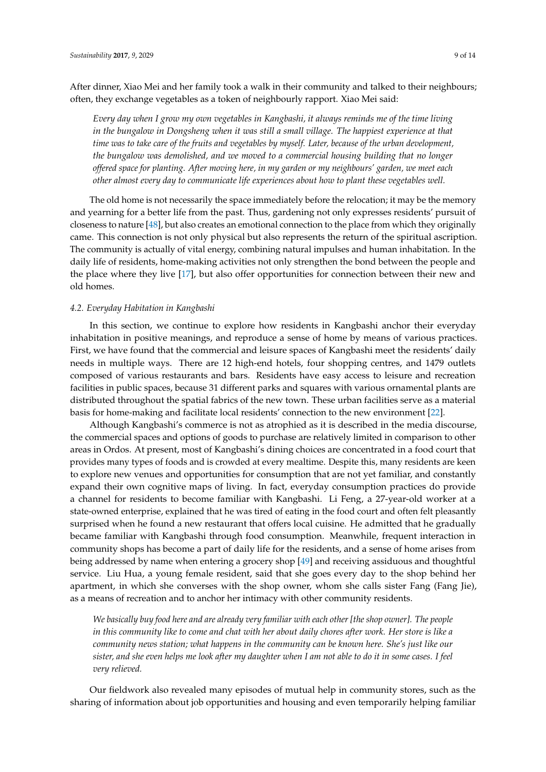After dinner, Xiao Mei and her family took a walk in their community and talked to their neighbours; often, they exchange vegetables as a token of neighbourly rapport. Xiao Mei said:

> *Every day when I grow my own vegetables in Kangbashi, it always reminds me of the time living in the bungalow in Dongsheng when it was still a small village. The happiest experience at that time was to take care of the fruits and vegetables by myself. Later, because of the urban development, the bungalow was demolished, and we moved to a commercial housing building that no longer offered space for planting. After moving here, in my garden or my neighbours' garden, we meet each other almost every day to communicate life experiences about how to plant these vegetables well.*

The old home is not necessarily the space immediately before the relocation; it may be the memory and yearning for a better life from the past. Thus, gardening not only expresses residents' pursuit of closeness to nature [48], but also creates an emotional connection to the place from which they originally came. This connection is not only physical but also represents the return of the spiritual ascription. The community is actually of vital energy, combining natural impulses and human inhabitation. In the daily life of residents, home-making activities not only strengthen the bond between the people and the place where they live [17], but also offer opportunities for connection between their new and old homes.

### 4.2. Everyday Habitation in Kangbashi

In this section, we continue to explore how residents in Kangbashi anchor their everyday inhabitation in positive meanings, and reproduce a sense of home by means of various practices. First, we have found that the commercial and leisure spaces of Kangbashi meet the residents' daily needs in multiple ways. There are 12 high-end hotels, four shopping centres, and 1479 outlets composed of various restaurants and bars. Residents have easy access to leisure and recreation facilities in public spaces, because 31 different parks and squares with various ornamental plants are distributed throughout the spatial fabrics of the new town. These urban facilities serve as a material basis for home-making and facilitate local residents' connection to the new environment [22].

Although Kangbashi's commerce is not as atrophied as it is described in the media discourse, the commercial spaces and options of goods to purchase are relatively limited in comparison to other areas in Ordos. At present, most of Kangbashi's dining choices are concentrated in a food court that provides many types of foods and is crowded at every mealtime. Despite this, many residents are keen to explore new venues and opportunities for consumption that are not yet familiar, and constantly expand their own cognitive maps of living. In fact, everyday consumption practices do provide a channel for residents to become familiar with Kangbashi. Li Feng, a 27-year-old worker at a state-owned enterprise, explained that he was tired of eating in the food court and often felt pleasantly surprised when he found a new restaurant that offers local cuisine. He admitted that he gradually became familiar with Kangbashi through food consumption. Meanwhile, frequent interaction in community shops has become a part of daily life for the residents, and a sense of home arises from being addressed by name when entering a grocery shop [49] and receiving assiduous and thoughtful service. Liu Hua, a young female resident, said that she goes every day to the shop behind her apartment, in which she converses with the shop owner, whom she calls sister Fang (Fang Jie), as a means of recreation and to anchor her intimacy with other community residents.

> *We basically buy food here and are already very familiar with each other [the shop owner]. The people in this community like to come and chat with her about daily chores after work. Her store is like a community news station; what happens in the community can be known here. She's just like our sister, and she even helps me look after my daughter when I am not able to do it in some cases. I feel very relieved.*

Our fieldwork also revealed many episodes of mutual help in community stores, such as the sharing of information about job opportunities and housing and even temporarily helping familiar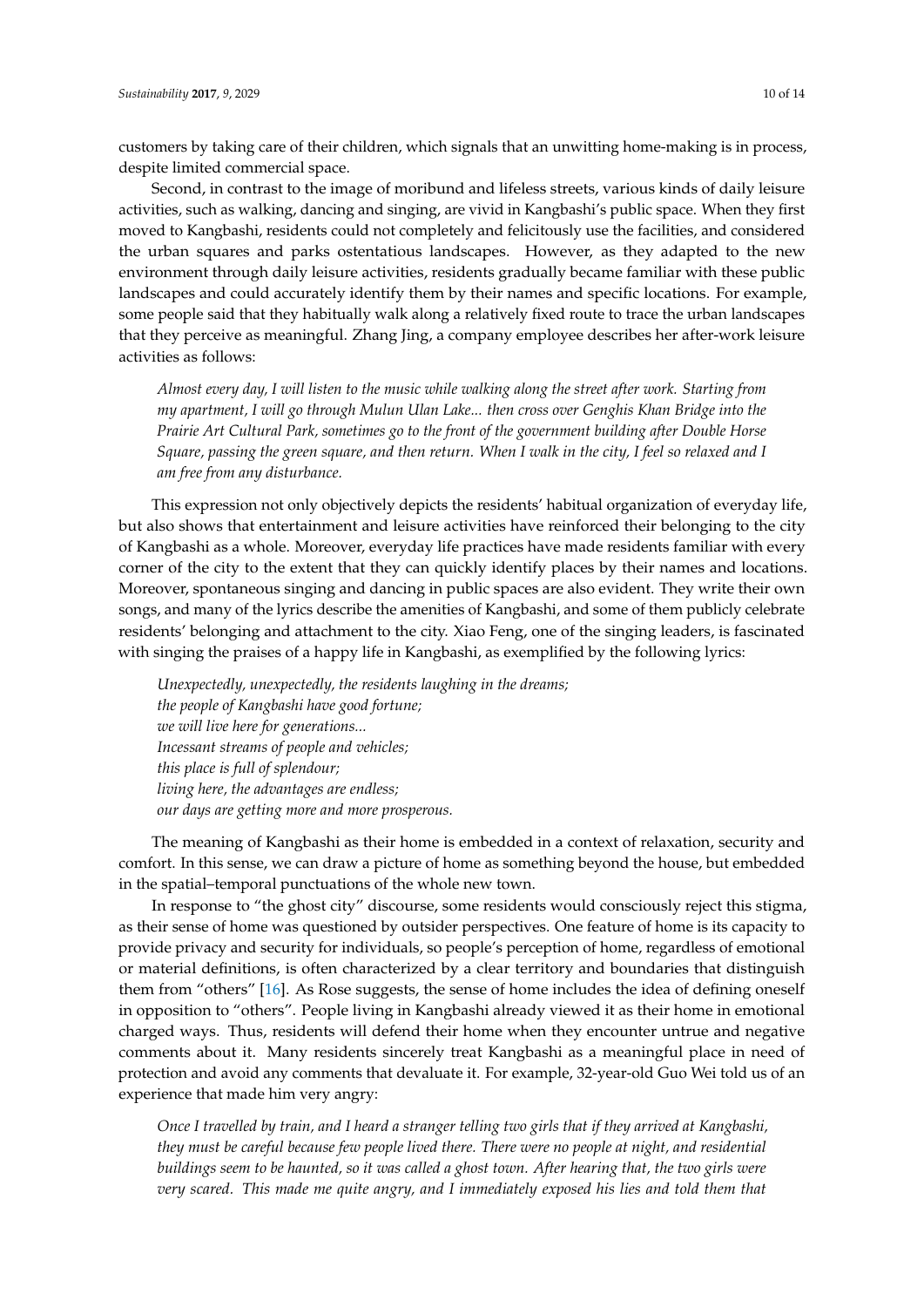customers by taking care of their children, which signals that an unwitting home-making is in process, despite limited commercial space.

Second, in contrast to the image of moribund and lifeless streets, various kinds of daily leisure activities, such as walking, dancing and singing, are vivid in Kangbashi's public space. When they first moved to Kangbashi, residents could not completely and felicitously use the facilities, and considered the urban squares and parks ostentatious landscapes. However, as they adapted to the new environment through daily leisure activities, residents gradually became familiar with these public landscapes and could accurately identify them by their names and specific locations. For example, some people said that they habitually walk along a relatively fixed route to trace the urban landscapes that they perceive as meaningful. Zhang Jing, a company employee describes her after-work leisure activities as follows:

> *Almost every day, I will listen to the music while walking along the street after work. Starting from my apartment, I will go through Mulun Ulan Lake... then cross over Genghis Khan Bridge into the Prairie Art Cultural Park, sometimes go to the front of the government building after Double Horse Square, passing the green square, and then return. When I walk in the city, I feel so relaxed and I am free from any disturbance.*

This expression not only objectively depicts the residents' habitual organization of everyday life, but also shows that entertainment and leisure activities have reinforced their belonging to the city of Kangbashi as a whole. Moreover, everyday life practices have made residents familiar with every corner of the city to the extent that they can quickly identify places by their names and locations. Moreover, spontaneous singing and dancing in public spaces are also evident. They write their own songs, and many of the lyrics describe the amenities of Kangbashi, and some of them publicly celebrate residents' belonging and attachment to the city. Xiao Feng, one of the singing leaders, is fascinated with singing the praises of a happy life in Kangbashi, as exemplified by the following lyrics:

> *Unexpectedly, unexpectedly, the residents laughing in the dreams;*
> *the people of Kangbashi have good fortune;*
> *we will live here for generations...*
> *Incessant streams of people and vehicles;*
> *this place is full of splendour;*
> *living here, the advantages are endless;*
> *our days are getting more and more prosperous.*

The meaning of Kangbashi as their home is embedded in a context of relaxation, security and comfort. In this sense, we can draw a picture of home as something beyond the house, but embedded in the spatial–temporal punctuations of the whole new town.

In response to "the ghost city" discourse, some residents would consciously reject this stigma, as their sense of home was questioned by outsider perspectives. One feature of home is its capacity to provide privacy and security for individuals, so people's perception of home, regardless of emotional or material definitions, is often characterized by a clear territory and boundaries that distinguish them from "others" [16]. As Rose suggests, the sense of home includes the idea of defining oneself in opposition to "others". People living in Kangbashi already viewed it as their home in emotional charged ways. Thus, residents will defend their home when they encounter untrue and negative comments about it. Many residents sincerely treat Kangbashi as a meaningful place in need of protection and avoid any comments that devaluate it. For example, 32-year-old Guo Wei told us of an experience that made him very angry:

> *Once I travelled by train, and I heard a stranger telling two girls that if they arrived at Kangbashi, they must be careful because few people lived there. There were no people at night, and residential buildings seem to be haunted, so it was called a ghost town. After hearing that, the two girls were very scared. This made me quite angry, and I immediately exposed his lies and told them that*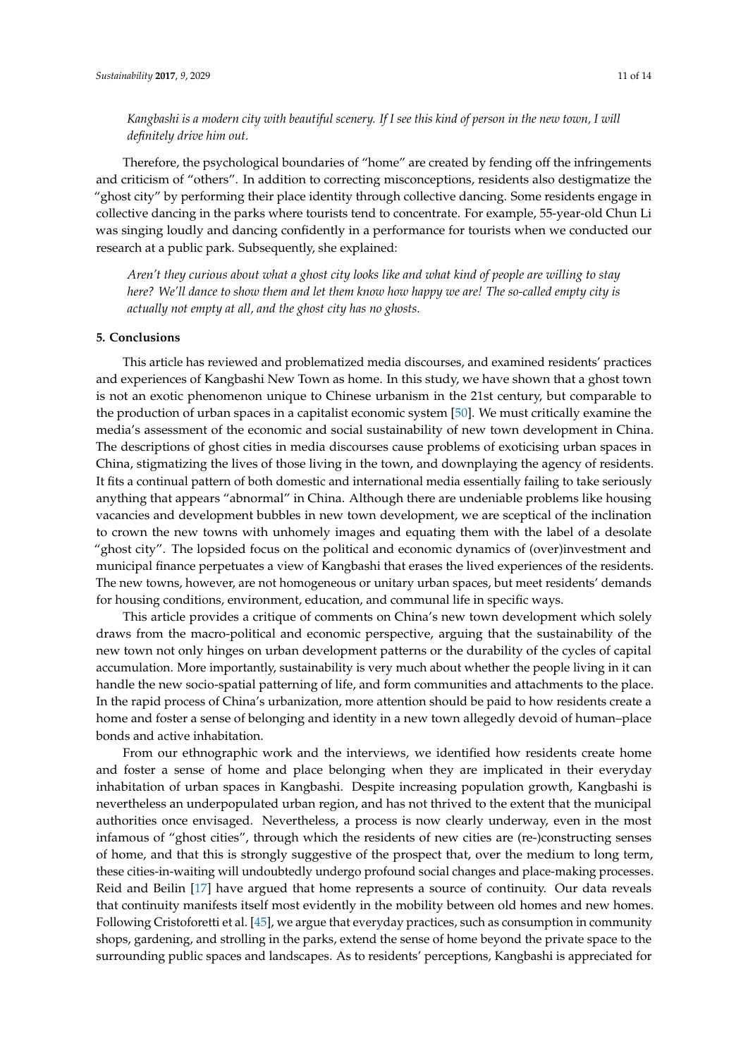*Kangbashi is a modern city with beautiful scenery. If I see this kind of person in the new town, I will definitely drive him out.*

Therefore, the psychological boundaries of "home" are created by fending off the infringements and criticism of "others". In addition to correcting misconceptions, residents also destigmatize the "ghost city" by performing their place identity through collective dancing. Some residents engage in collective dancing in the parks where tourists tend to concentrate. For example, 55-year-old Chun Li was singing loudly and dancing confidently in a performance for tourists when we conducted our research at a public park. Subsequently, she explained:

*Aren't they curious about what a ghost city looks like and what kind of people are willing to stay here? We'll dance to show them and let them know how happy we are! The so-called empty city is actually not empty at all, and the ghost city has no ghosts.*

## 5. Conclusions

This article has reviewed and problematized media discourses, and examined residents' practices and experiences of Kangbashi New Town as home. In this study, we have shown that a ghost town is not an exotic phenomenon unique to Chinese urbanism in the 21st century, but comparable to the production of urban spaces in a capitalist economic system [50]. We must critically examine the media's assessment of the economic and social sustainability of new town development in China. The descriptions of ghost cities in media discourses cause problems of exoticising urban spaces in China, stigmatizing the lives of those living in the town, and downplaying the agency of residents. It fits a continual pattern of both domestic and international media essentially failing to take seriously anything that appears "abnormal" in China. Although there are undeniable problems like housing vacancies and development bubbles in new town development, we are sceptical of the inclination to crown the new towns with unhomely images and equating them with the label of a desolate "ghost city". The lopsided focus on the political and economic dynamics of (over)investment and municipal finance perpetuates a view of Kangbashi that erases the lived experiences of the residents. The new towns, however, are not homogeneous or unitary urban spaces, but meet residents' demands for housing conditions, environment, education, and communal life in specific ways.

This article provides a critique of comments on China's new town development which solely draws from the macro-political and economic perspective, arguing that the sustainability of the new town not only hinges on urban development patterns or the durability of the cycles of capital accumulation. More importantly, sustainability is very much about whether the people living in it can handle the new socio-spatial patterning of life, and form communities and attachments to the place. In the rapid process of China's urbanization, more attention should be paid to how residents create a home and foster a sense of belonging and identity in a new town allegedly devoid of human–place bonds and active inhabitation.

From our ethnographic work and the interviews, we identified how residents create home and foster a sense of home and place belonging when they are implicated in their everyday inhabitation of urban spaces in Kangbashi. Despite increasing population growth, Kangbashi is nevertheless an underpopulated urban region, and has not thrived to the extent that the municipal authorities once envisaged. Nevertheless, a process is now clearly underway, even in the most infamous of "ghost cities", through which the residents of new cities are (re-)constructing senses of home, and that this is strongly suggestive of the prospect that, over the medium to long term, these cities-in-waiting will undoubtedly undergo profound social changes and place-making processes. Reid and Beilin [17] have argued that home represents a source of continuity. Our data reveals that continuity manifests itself most evidently in the mobility between old homes and new homes. Following Cristoforetti et al. [45], we argue that everyday practices, such as consumption in community shops, gardening, and strolling in the parks, extend the sense of home beyond the private space to the surrounding public spaces and landscapes. As to residents' perceptions, Kangbashi is appreciated for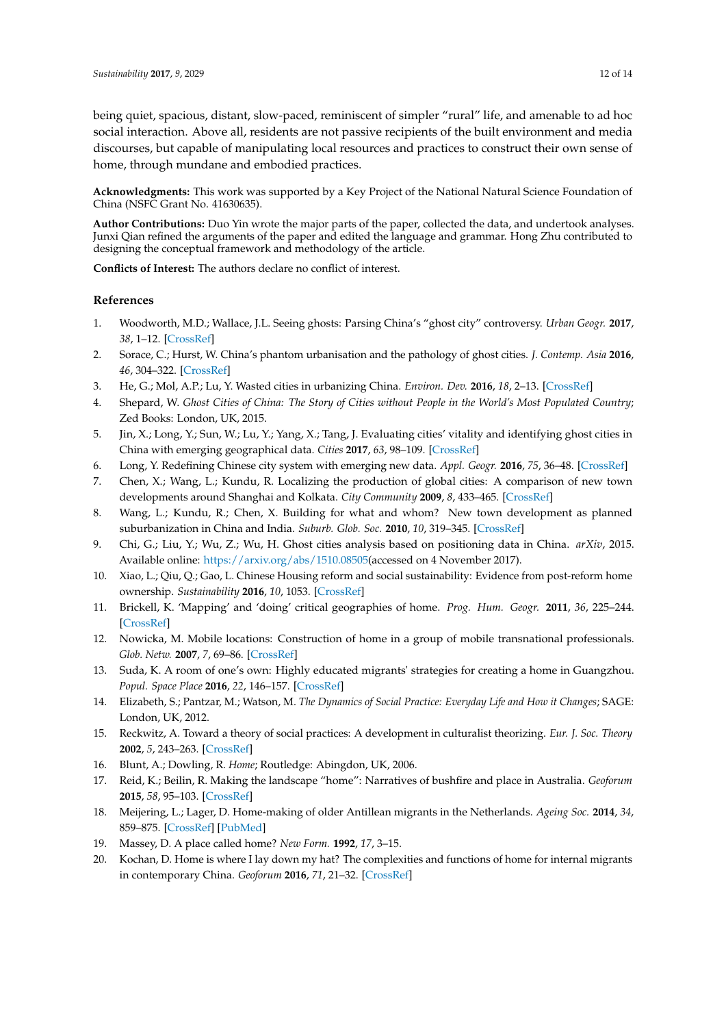being quiet, spacious, distant, slow-paced, reminiscent of simpler "rural" life, and amenable to ad hoc social interaction. Above all, residents are not passive recipients of the built environment and media discourses, but capable of manipulating local resources and practices to construct their own sense of home, through mundane and embodied practices.

**Acknowledgments:** This work was supported by a Key Project of the National Natural Science Foundation of China (NSFC Grant No. 41630635).

**Author Contributions:** Duo Yin wrote the major parts of the paper, collected the data, and undertook analyses. Junxi Qian refined the arguments of the paper and edited the language and grammar. Hong Zhu contributed to designing the conceptual framework and methodology of the article.

**Conflicts of Interest:** The authors declare no conflict of interest.

## References

1. Woodworth, M.D.; Wallace, J.L. Seeing ghosts: Parsing China's "ghost city" controversy. *Urban Geogr.* **2017**, *38*, 1–12. [CrossRef]
2. Sorace, C.; Hurst, W. China's phantom urbanisation and the pathology of ghost cities. *J. Contemp. Asia* **2016**, *46*, 304–322. [CrossRef]
3. He, G.; Mol, A.P.; Lu, Y. Wasted cities in urbanizing China. *Environ. Dev.* **2016**, *18*, 2–13. [CrossRef]
4. Shepard, W. *Ghost Cities of China: The Story of Cities without People in the World's Most Populated Country*; Zed Books: London, UK, 2015.
5. Jin, X.; Long, Y.; Sun, W.; Lu, Y.; Yang, X.; Tang, J. Evaluating cities' vitality and identifying ghost cities in China with emerging geographical data. *Cities* **2017**, *63*, 98–109. [CrossRef]
6. Long, Y. Redefining Chinese city system with emerging new data. *Appl. Geogr.* **2016**, *75*, 36–48. [CrossRef]
7. Chen, X.; Wang, L.; Kundu, R. Localizing the production of global cities: A comparison of new town developments around Shanghai and Kolkata. *City Community* **2009**, *8*, 433–465. [CrossRef]
8. Wang, L.; Kundu, R.; Chen, X. Building for what and whom? New town development as planned suburbanization in China and India. *Suburb. Glob. Soc.* **2010**, *10*, 319–345. [CrossRef]
9. Chi, G.; Liu, Y.; Wu, Z.; Wu, H. Ghost cities analysis based on positioning data in China. *arXiv*, 2015. Available online: https://arxiv.org/abs/1510.08505(accessed on 4 November 2017).
10. Xiao, L.; Qiu, Q.; Gao, L. Chinese Housing reform and social sustainability: Evidence from post-reform home ownership. *Sustainability* **2016**, *10*, 1053. [CrossRef]
11. Brickell, K. 'Mapping' and 'doing' critical geographies of home. *Prog. Hum. Geogr.* **2011**, *36*, 225–244. [CrossRef]
12. Nowicka, M. Mobile locations: Construction of home in a group of mobile transnational professionals. *Glob. Netw.* **2007**, *7*, 69–86. [CrossRef]
13. Suda, K. A room of one's own: Highly educated migrants' strategies for creating a home in Guangzhou. *Popul. Space Place* **2016**, *22*, 146–157. [CrossRef]
14. Elizabeth, S.; Pantzar, M.; Watson, M. *The Dynamics of Social Practice: Everyday Life and How it Changes*; SAGE: London, UK, 2012.
15. Reckwitz, A. Toward a theory of social practices: A development in culturalist theorizing. *Eur. J. Soc. Theory* **2002**, *5*, 243–263. [CrossRef]
16. Blunt, A.; Dowling, R. *Home*; Routledge: Abingdon, UK, 2006.
17. Reid, K.; Beilin, R. Making the landscape "home": Narratives of bushfire and place in Australia. *Geoforum* **2015**, *58*, 95–103. [CrossRef]
18. Meijering, L.; Lager, D. Home-making of older Antillean migrants in the Netherlands. *Ageing Soc.* **2014**, *34*, 859–875. [CrossRef] [PubMed]
19. Massey, D. A place called home? *New Form.* **1992**, *17*, 3–15.
20. Kochan, D. Home is where I lay down my hat? The complexities and functions of home for internal migrants in contemporary China. *Geoforum* **2016**, *71*, 21–32. [CrossRef]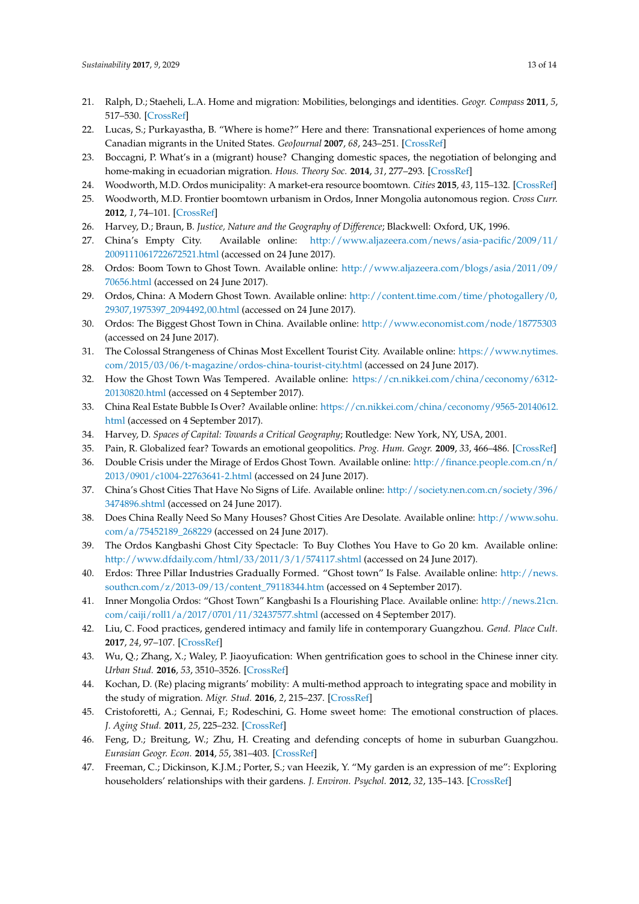21. Ralph, D.; Staeheli, L.A. Home and migration: Mobilities, belongings and identities. *Geogr. Compass* **2011**, *5*, 517–530. [CrossRef]
22. Lucas, S.; Purkayastha, B. "Where is home?" Here and there: Transnational experiences of home among Canadian migrants in the United States. *GeoJournal* **2007**, *68*, 243–251. [CrossRef]
23. Boccagni, P. What's in a (migrant) house? Changing domestic spaces, the negotiation of belonging and home-making in ecuadorian migration. *Hous. Theory Soc.* **2014**, *31*, 277–293. [CrossRef]
24. Woodworth, M.D. Ordos municipality: A market-era resource boomtown. *Cities* **2015**, *43*, 115–132. [CrossRef]
25. Woodworth, M.D. Frontier boomtown urbanism in Ordos, Inner Mongolia autonomous region. *Cross Curr.* **2012**, *1*, 74–101. [CrossRef]
26. Harvey, D.; Braun, B. *Justice, Nature and the Geography of Difference*; Blackwell: Oxford, UK, 1996.
27. China's Empty City. Available online: http://www.aljazeera.com/news/asia-pacific/2009/11/2009111061722672521.html (accessed on 24 June 2017).
28. Ordos: Boom Town to Ghost Town. Available online: http://www.aljazeera.com/blogs/asia/2011/09/70656.html (accessed on 24 June 2017).
29. Ordos, China: A Modern Ghost Town. Available online: http://content.time.com/time/photogallery/0,29307,1975397_2094492,00.html (accessed on 24 June 2017).
30. Ordos: The Biggest Ghost Town in China. Available online: http://www.economist.com/node/18775303 (accessed on 24 June 2017).
31. The Colossal Strangeness of Chinas Most Excellent Tourist City. Available online: https://www.nytimes.com/2015/03/06/t-magazine/ordos-china-tourist-city.html (accessed on 24 June 2017).
32. How the Ghost Town Was Tempered. Available online: https://cn.nikkei.com/china/ceconomy/6312-20130820.html (accessed on 4 September 2017).
33. China Real Estate Bubble Is Over? Available online: https://cn.nikkei.com/china/ceconomy/9565-20140612.html (accessed on 4 September 2017).
34. Harvey, D. *Spaces of Capital: Towards a Critical Geography*; Routledge: New York, NY, USA, 2001.
35. Pain, R. Globalized fear? Towards an emotional geopolitics. *Prog. Hum. Geogr.* **2009**, *33*, 466–486. [CrossRef]
36. Double Crisis under the Mirage of Erdos Ghost Town. Available online: http://finance.people.com.cn/n/2013/0901/c1004-22763641-2.html (accessed on 24 June 2017).
37. China's Ghost Cities That Have No Signs of Life. Available online: http://society.nen.com.cn/society/396/3474896.shtml (accessed on 24 June 2017).
38. Does China Really Need So Many Houses? Ghost Cities Are Desolate. Available online: http://www.sohu.com/a/75452189_268229 (accessed on 24 June 2017).
39. The Ordos Kangbashi Ghost City Spectacle: To Buy Clothes You Have to Go 20 km. Available online: http://www.dfdaily.com/html/33/2011/3/1/574117.shtml (accessed on 24 June 2017).
40. Erdos: Three Pillar Industries Gradually Formed. "Ghost town" Is False. Available online: http://news.southcn.com/z/2013-09/13/content_79118344.htm (accessed on 4 September 2017).
41. Inner Mongolia Ordos: "Ghost Town" Kangbashi Is a Flourishing Place. Available online: http://news.21cn.com/caiji/roll1/a/2017/0701/11/32437577.shtml (accessed on 4 September 2017).
42. Liu, C. Food practices, gendered intimacy and family life in contemporary Guangzhou. *Gend. Place Cult.* **2017**, *24*, 97–107. [CrossRef]
43. Wu, Q.; Zhang, X.; Waley, P. Jiaoyufication: When gentrification goes to school in the Chinese inner city. *Urban Stud.* **2016**, *53*, 3510–3526. [CrossRef]
44. Kochan, D. (Re) placing migrants' mobility: A multi-method approach to integrating space and mobility in the study of migration. *Migr. Stud.* **2016**, *2*, 215–237. [CrossRef]
45. Cristoforetti, A.; Gennai, F.; Rodeschini, G. Home sweet home: The emotional construction of places. *J. Aging Stud.* **2011**, *25*, 225–232. [CrossRef]
46. Feng, D.; Breitung, W.; Zhu, H. Creating and defending concepts of home in suburban Guangzhou. *Eurasian Geogr. Econ.* **2014**, *55*, 381–403. [CrossRef]
47. Freeman, C.; Dickinson, K.J.M.; Porter, S.; van Heezik, Y. "My garden is an expression of me": Exploring householders' relationships with their gardens. *J. Environ. Psychol.* **2012**, *32*, 135–143. [CrossRef]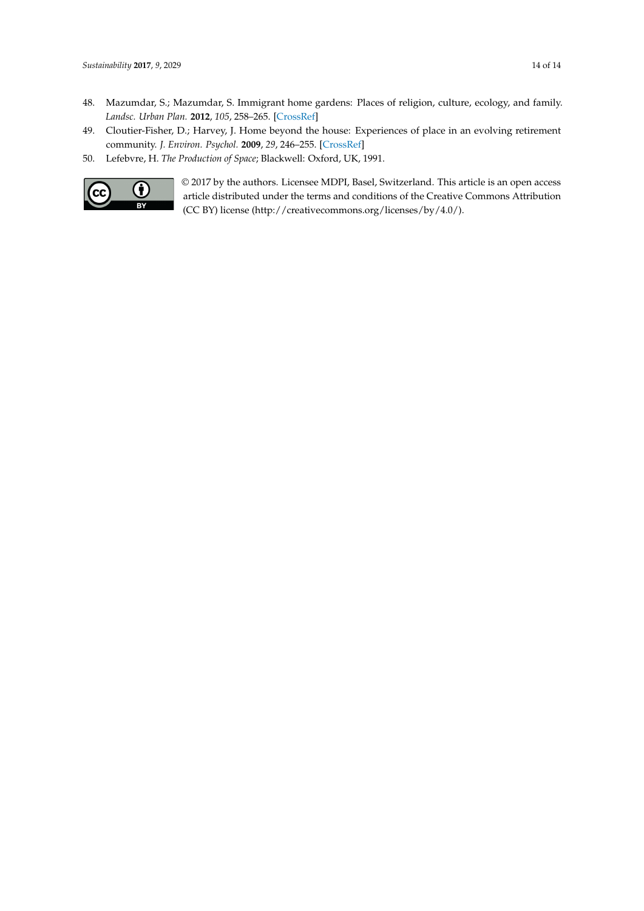48. Mazumdar, S.; Mazumdar, S. Immigrant home gardens: Places of religion, culture, ecology, and family. *Landsc. Urban Plan.* **2012**, *105*, 258–265. [CrossRef]
49. Cloutier-Fisher, D.; Harvey, J. Home beyond the house: Experiences of place in an evolving retirement community. *J. Environ. Psychol.* **2009**, *29*, 246–255. [CrossRef]
50. Lefebvre, H. *The Production of Space*; Blackwell: Oxford, UK, 1991.

© 2017 by the authors. Licensee MDPI, Basel, Switzerland. This article is an open access article distributed under the terms and conditions of the Creative Commons Attribution (CC BY) license (http://creativecommons.org/licenses/by/4.0/).